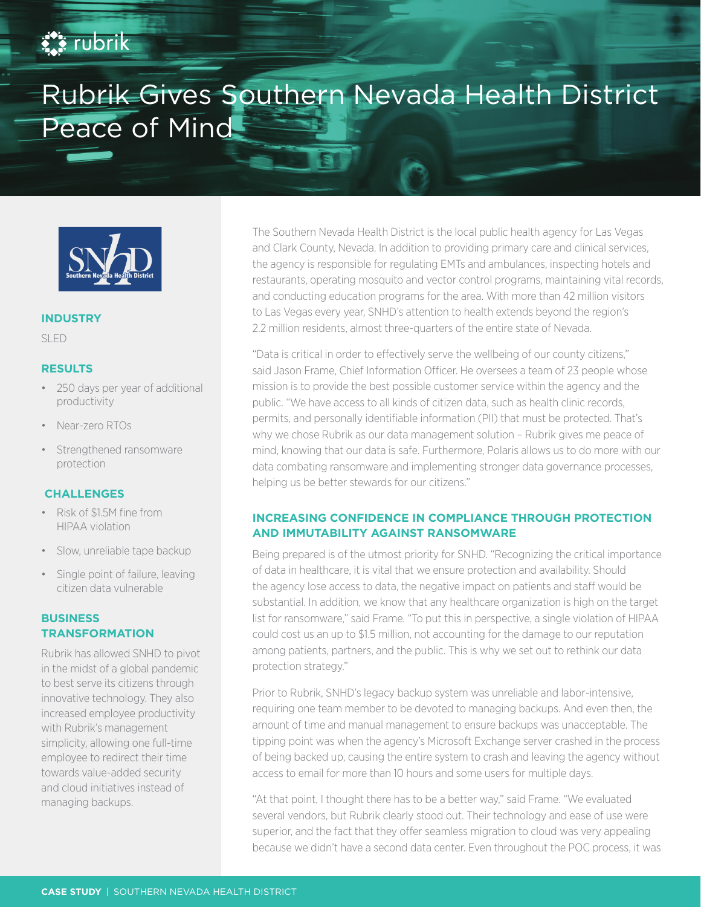# Rubrik Gives Southern Nevada Health District Peace of Mind

### INDUSTRY

SLED

### RESULTS

- 250 days per year of additional productivity
- Near-zero RTOs
- Strengthened ransomware protection

### CHALLENGES

- Risk of $1.5M fine from HIPAA violation
- Slow, unreliable tape backup
- Single point of failure, leaving citizen data vulnerable

### BUSINESS TRANSFORMATION

Rubrik has allowed SNHD to pivot in the midst of a global pandemic to best serve its citizens through innovative technology. They also increased employee productivity with Rubrik's management simplicity, allowing one full-time employee to redirect their time towards value-added security and cloud initiatives instead of managing backups.

The Southern Nevada Health District is the local public health agency for Las Vegas and Clark County, Nevada. In addition to providing primary care and clinical services, the agency is responsible for regulating EMTs and ambulances, inspecting hotels and restaurants, operating mosquito and vector control programs, maintaining vital records, and conducting education programs for the area. With more than 42 million visitors to Las Vegas every year, SNHD's attention to health extends beyond the region's 2.2 million residents, almost three-quarters of the entire state of Nevada.

"Data is critical in order to effectively serve the wellbeing of our county citizens," said Jason Frame, Chief Information Officer. He oversees a team of 23 people whose mission is to provide the best possible customer service within the agency and the public. "We have access to all kinds of citizen data, such as health clinic records, permits, and personally identifiable information (PII) that must be protected. That's why we chose Rubrik as our data management solution – Rubrik gives me peace of mind, knowing that our data is safe. Furthermore, Polaris allows us to do more with our data combating ransomware and implementing stronger data governance processes, helping us be better stewards for our citizens."

## INCREASING CONFIDENCE IN COMPLIANCE THROUGH PROTECTION AND IMMUTABILITY AGAINST RANSOMWARE

Being prepared is of the utmost priority for SNHD. "Recognizing the critical importance of data in healthcare, it is vital that we ensure protection and availability. Should the agency lose access to data, the negative impact on patients and staff would be substantial. In addition, we know that any healthcare organization is high on the target list for ransomware," said Frame. "To put this in perspective, a single violation of HIPAA could cost us an up to $1.5 million, not accounting for the damage to our reputation among patients, partners, and the public. This is why we set out to rethink our data protection strategy."

Prior to Rubrik, SNHD's legacy backup system was unreliable and labor-intensive, requiring one team member to be devoted to managing backups. And even then, the amount of time and manual management to ensure backups was unacceptable. The tipping point was when the agency's Microsoft Exchange server crashed in the process of being backed up, causing the entire system to crash and leaving the agency without access to email for more than 10 hours and some users for multiple days.

"At that point, I thought there has to be a better way," said Frame. "We evaluated several vendors, but Rubrik clearly stood out. Their technology and ease of use were superior, and the fact that they offer seamless migration to cloud was very appealing because we didn't have a second data center. Even throughout the POC process, it was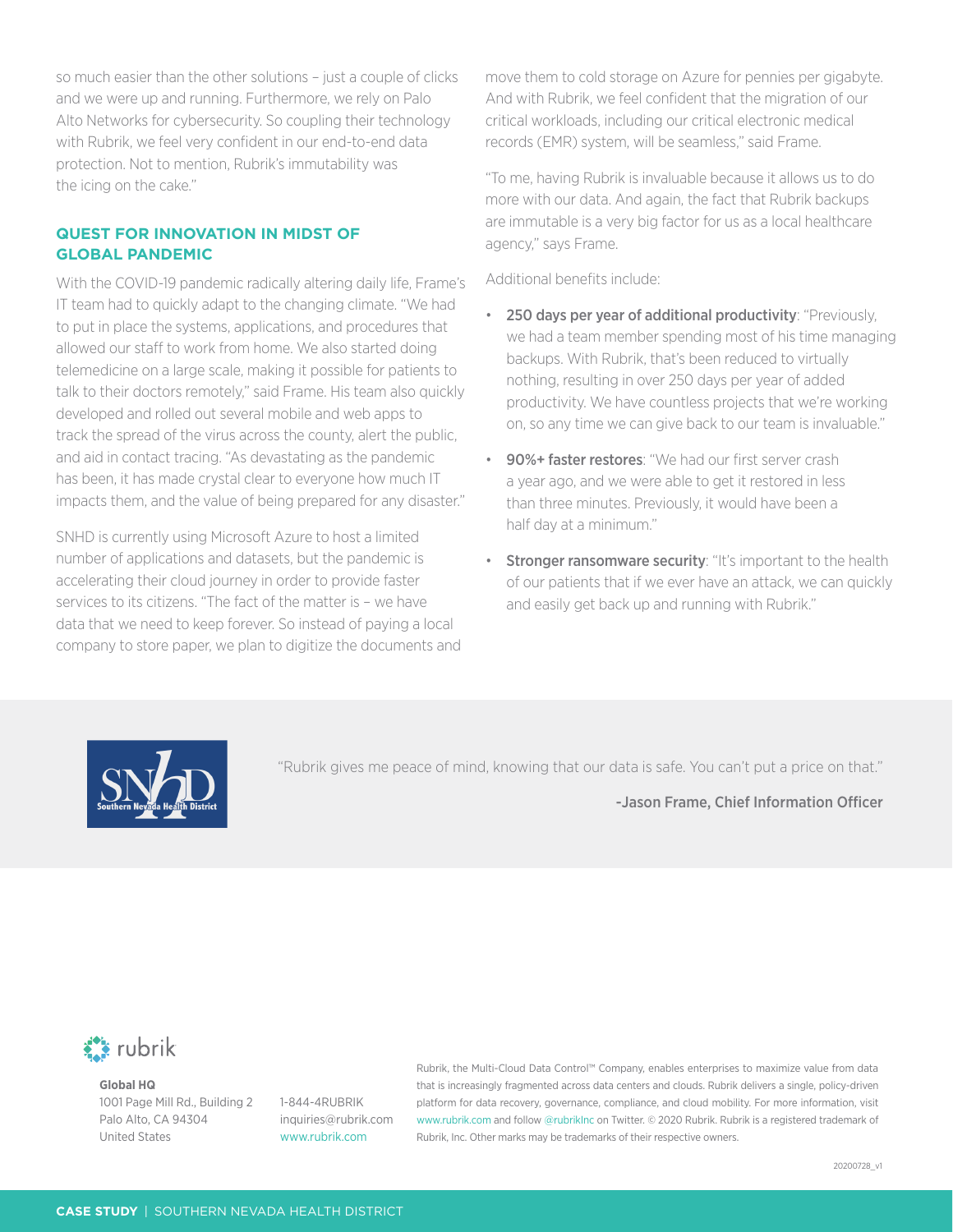so much easier than the other solutions – just a couple of clicks and we were up and running. Furthermore, we rely on Palo Alto Networks for cybersecurity. So coupling their technology with Rubrik, we feel very confident in our end-to-end data protection. Not to mention, Rubrik's immutability was the icing on the cake."

## QUEST FOR INNOVATION IN MIDST OF GLOBAL PANDEMIC

With the COVID-19 pandemic radically altering daily life, Frame's IT team had to quickly adapt to the changing climate. "We had to put in place the systems, applications, and procedures that allowed our staff to work from home. We also started doing telemedicine on a large scale, making it possible for patients to talk to their doctors remotely," said Frame. His team also quickly developed and rolled out several mobile and web apps to track the spread of the virus across the county, alert the public, and aid in contact tracing. "As devastating as the pandemic has been, it has made crystal clear to everyone how much IT impacts them, and the value of being prepared for any disaster."

SNHD is currently using Microsoft Azure to host a limited number of applications and datasets, but the pandemic is accelerating their cloud journey in order to provide faster services to its citizens. "The fact of the matter is – we have data that we need to keep forever. So instead of paying a local company to store paper, we plan to digitize the documents and move them to cold storage on Azure for pennies per gigabyte. And with Rubrik, we feel confident that the migration of our critical workloads, including our critical electronic medical records (EMR) system, will be seamless," said Frame.

"To me, having Rubrik is invaluable because it allows us to do more with our data. And again, the fact that Rubrik backups are immutable is a very big factor for us as a local healthcare agency," says Frame.

Additional benefits include:

- **250 days per year of additional productivity**: "Previously, we had a team member spending most of his time managing backups. With Rubrik, that's been reduced to virtually nothing, resulting in over 250 days per year of added productivity. We have countless projects that we're working on, so any time we can give back to our team is invaluable."
- **90%+ faster restores**: "We had our first server crash a year ago, and we were able to get it restored in less than three minutes. Previously, it would have been a half day at a minimum."
- **Stronger ransomware security**: "It's important to the health of our patients that if we ever have an attack, we can quickly and easily get back up and running with Rubrik."

SNHD Southern Nevada Health District

"Rubrik gives me peace of mind, knowing that our data is safe. You can't put a price on that."

**-Jason Frame, Chief Information Officer**

rubrik

**Global HQ**
1001 Page Mill Rd., Building 2
Palo Alto, CA 94304
United States

1-844-4RUBRIK
inquiries@rubrik.com
www.rubrik.com

Rubrik, the Multi-Cloud Data Control™ Company, enables enterprises to maximize value from data that is increasingly fragmented across data centers and clouds. Rubrik delivers a single, policy-driven platform for data recovery, governance, compliance, and cloud mobility. For more information, visit www.rubrik.com and follow @rubrikInc on Twitter. © 2020 Rubrik. Rubrik is a registered trademark of Rubrik, Inc. Other marks may be trademarks of their respective owners.

20200728_v1